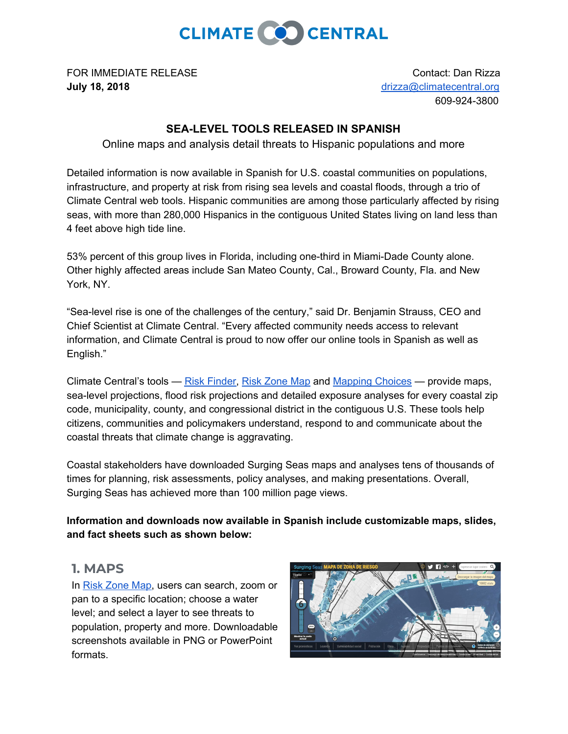CLIMATE CENTRAL

FOR IMMEDIATE RELEASE
**July 18, 2018**

Contact: Dan Rizza
drizza@climatecentral.org
609-924-3800

**SEA-LEVEL TOOLS RELEASED IN SPANISH**

Online maps and analysis detail threats to Hispanic populations and more

Detailed information is now available in Spanish for U.S. coastal communities on populations, infrastructure, and property at risk from rising sea levels and coastal floods, through a trio of Climate Central web tools. Hispanic communities are among those particularly affected by rising seas, with more than 280,000 Hispanics in the contiguous United States living on land less than 4 feet above high tide line.

53% percent of this group lives in Florida, including one-third in Miami-Dade County alone. Other highly affected areas include San Mateo County, Cal., Broward County, Fla. and New York, NY.

"Sea-level rise is one of the challenges of the century," said Dr. Benjamin Strauss, CEO and Chief Scientist at Climate Central. "Every affected community needs access to relevant information, and Climate Central is proud to now offer our online tools in Spanish as well as English."

Climate Central's tools — Risk Finder, Risk Zone Map and Mapping Choices — provide maps, sea-level projections, flood risk projections and detailed exposure analyses for every coastal zip code, municipality, county, and congressional district in the contiguous U.S. These tools help citizens, communities and policymakers understand, respond to and communicate about the coastal threats that climate change is aggravating.

Coastal stakeholders have downloaded Surging Seas maps and analyses tens of thousands of times for planning, risk assessments, policy analyses, and making presentations. Overall, Surging Seas has achieved more than 100 million page views.

**Information and downloads now available in Spanish include customizable maps, slides, and fact sheets such as shown below:**

## 1. MAPS

In Risk Zone Map, users can search, zoom or pan to a specific location; choose a water level; and select a layer to see threats to population, property and more. Downloadable screenshots available in PNG or PowerPoint formats.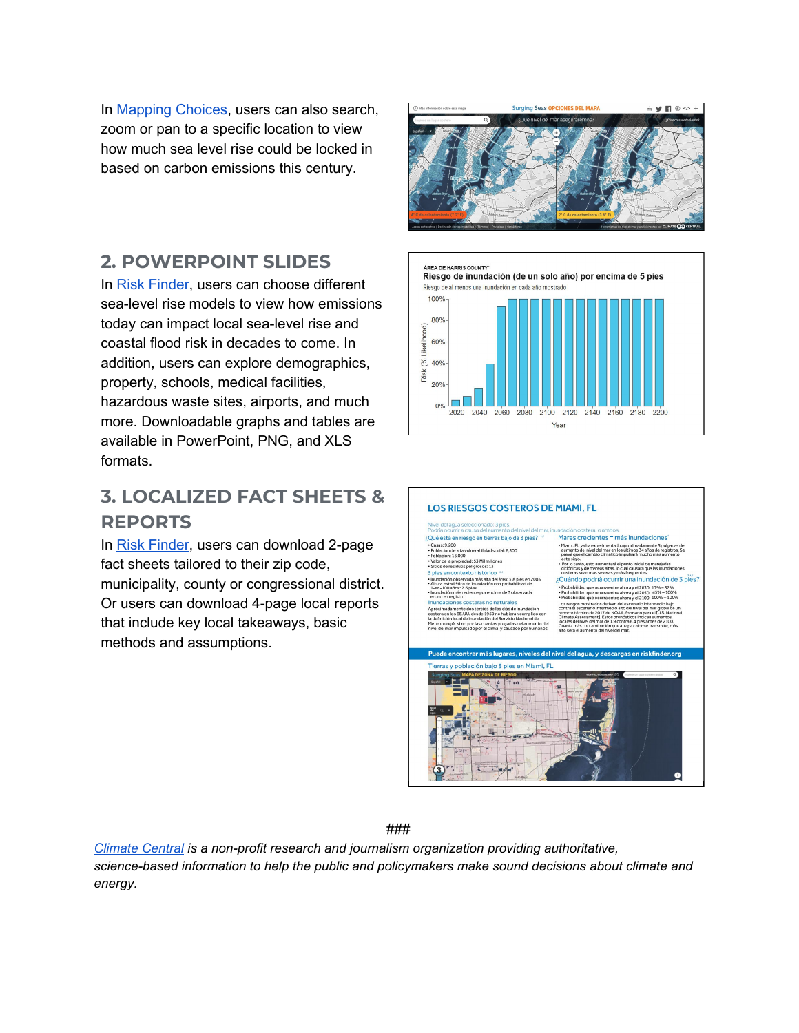In Mapping Choices, users can also search, zoom or pan to a specific location to view how much sea level rise could be locked in based on carbon emissions this century.

## 2. POWERPOINT SLIDES

In Risk Finder, users can choose different sea-level rise models to view how emissions today can impact local sea-level rise and coastal flood risk in decades to come. In addition, users can explore demographics, property, schools, medical facilities, hazardous waste sites, airports, and much more. Downloadable graphs and tables are available in PowerPoint, PNG, and XLS formats.

AREA DE HARRIS COUNTY*

Riesgo de inundación (de un solo año) por encima de 5 pies

Riesgo de al menos una inundación en cada año mostrado

Risk (% Likelihood)

0%
20%
40%
60%
80%
100%

2020 2040 2060 2080 2100 2120 2140 2160 2180 2200

Year

## 3. LOCALIZED FACT SHEETS & REPORTS

In Risk Finder, users can download 2-page fact sheets tailored to their zip code, municipality, county or congressional district. Or users can download 4-page local reports that include key local takeaways, basic methods and assumptions.

###

*Climate Central is a non-profit research and journalism organization providing authoritative, science-based information to help the public and policymakers make sound decisions about climate and energy.*